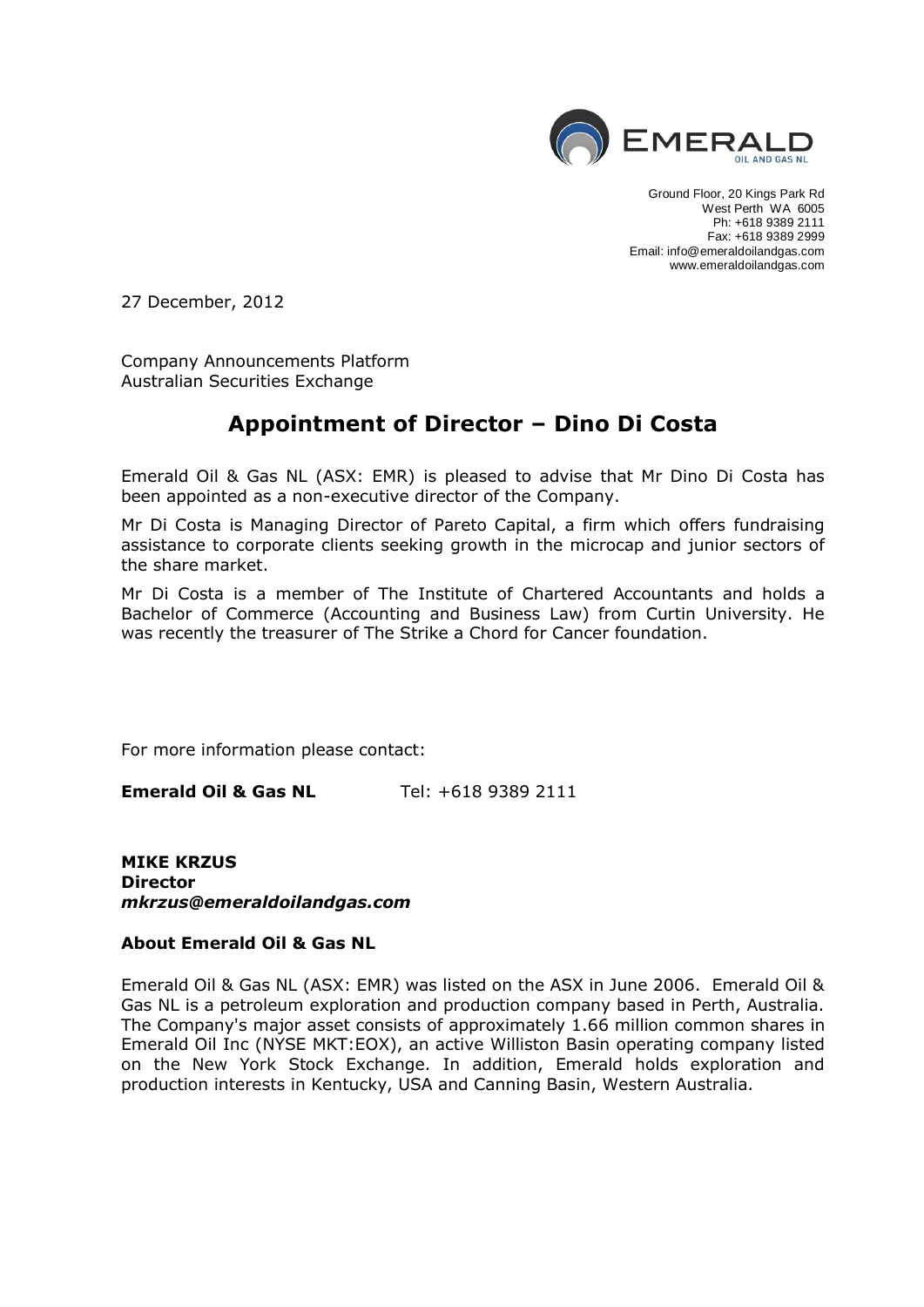Ground Floor, 20 Kings Park Rd
West Perth WA 6005
Ph: +618 9389 2111
Fax: +618 9389 2999
Email: info@emeraldoilandgas.com
www.emeraldoilandgas.com

27 December, 2012

Company Announcements Platform
Australian Securities Exchange

# Appointment of Director – Dino Di Costa

Emerald Oil & Gas NL (ASX: EMR) is pleased to advise that Mr Dino Di Costa has been appointed as a non-executive director of the Company.

Mr Di Costa is Managing Director of Pareto Capital, a firm which offers fundraising assistance to corporate clients seeking growth in the microcap and junior sectors of the share market.

Mr Di Costa is a member of The Institute of Chartered Accountants and holds a Bachelor of Commerce (Accounting and Business Law) from Curtin University. He was recently the treasurer of The Strike a Chord for Cancer foundation.

For more information please contact:

**Emerald Oil & Gas NL** Tel: +618 9389 2111

**MIKE KRZUS**
**Director**
***mkrzus@emeraldoilandgas.com***

**About Emerald Oil & Gas NL**

Emerald Oil & Gas NL (ASX: EMR) was listed on the ASX in June 2006. Emerald Oil & Gas NL is a petroleum exploration and production company based in Perth, Australia. The Company's major asset consists of approximately 1.66 million common shares in Emerald Oil Inc (NYSE MKT:EOX), an active Williston Basin operating company listed on the New York Stock Exchange. In addition, Emerald holds exploration and production interests in Kentucky, USA and Canning Basin, Western Australia.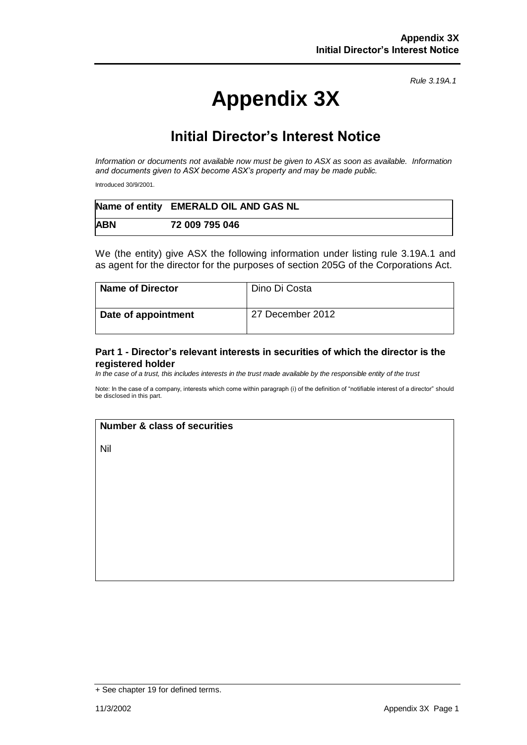*Rule 3.19A.1*

# Appendix 3X

## Initial Director's Interest Notice

*Information or documents not available now must be given to ASX as soon as available. Information and documents given to ASX become ASX's property and may be made public.*

Introduced 30/9/2001.

| **Name of entity** | **EMERALD OIL AND GAS NL** |
|---|---|
| **ABN** | **72 009 795 046** |

We (the entity) give ASX the following information under listing rule 3.19A.1 and as agent for the director for the purposes of section 205G of the Corporations Act.

| **Name of Director** | Dino Di Costa |
|---|---|
| **Date of appointment** | 27 December 2012 |

### Part 1 - Director's relevant interests in securities of which the director is the registered holder

*In the case of a trust, this includes interests in the trust made available by the responsible entity of the trust*

Note: In the case of a company, interests which come within paragraph (i) of the definition of "notifiable interest of a director" should be disclosed in this part.

| **Number & class of securities** |
|---|
| Nil |

+ See chapter 19 for defined terms.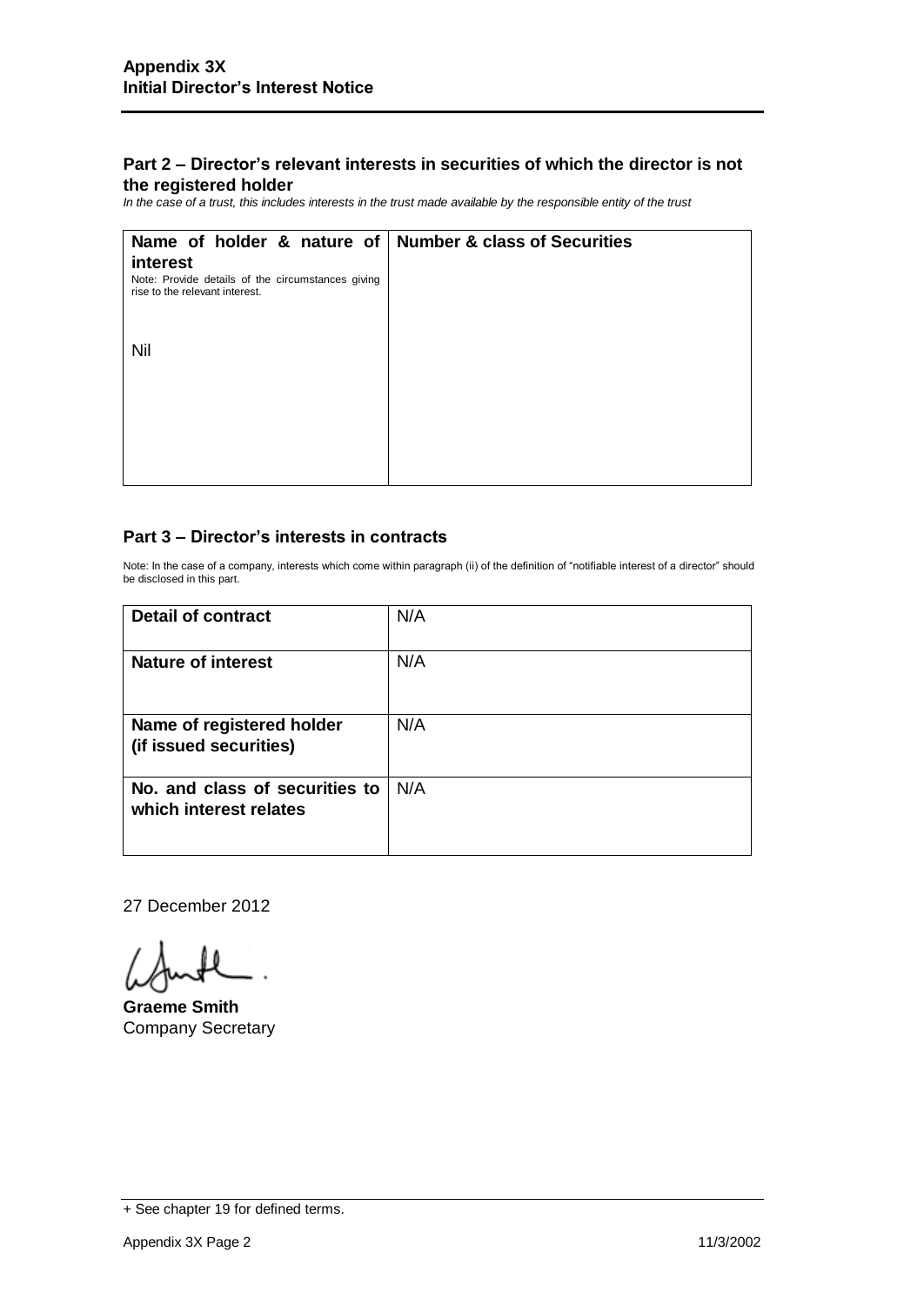## Part 2 – Director's relevant interests in securities of which the director is not the registered holder

*In the case of a trust, this includes interests in the trust made available by the responsible entity of the trust*

| Name of holder & nature of interest<br>Note: Provide details of the circumstances giving rise to the relevant interest. | Number & class of Securities |
|---|---|
| Nil | |

## Part 3 – Director's interests in contracts

Note: In the case of a company, interests which come within paragraph (ii) of the definition of "notifiable interest of a director" should be disclosed in this part.

| | |
|---|---|
| **Detail of contract** | N/A |
| **Nature of interest** | N/A |
| **Name of registered holder (if issued securities)** | N/A |
| **No. and class of securities to which interest relates** | N/A |

27 December 2012

**Graeme Smith**
Company Secretary

+ See chapter 19 for defined terms.